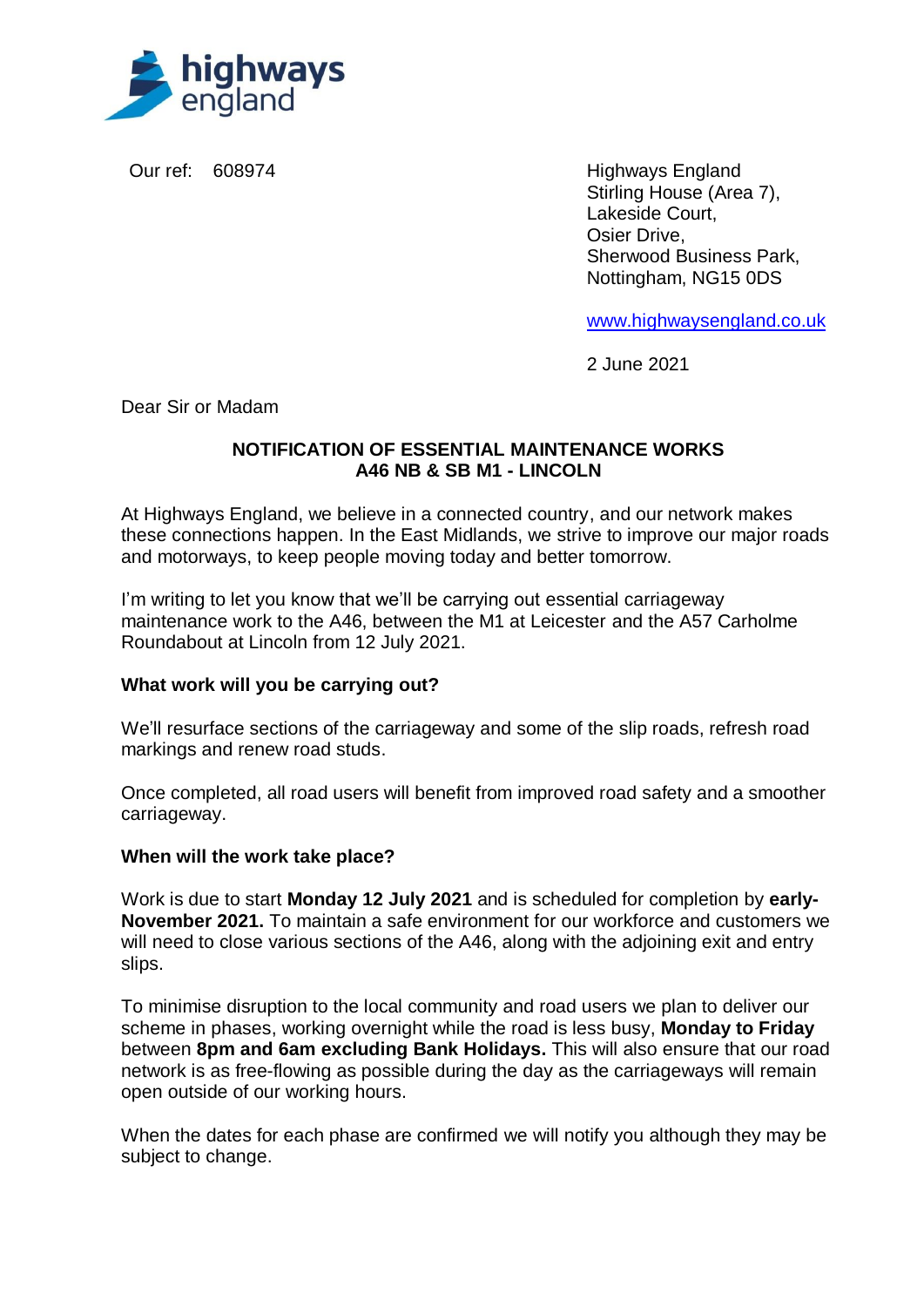Our ref: 608974

Highways England
Stirling House (Area 7),
Lakeside Court,
Osier Drive,
Sherwood Business Park,
Nottingham, NG15 0DS

www.highwaysengland.co.uk

2 June 2021

Dear Sir or Madam

**NOTIFICATION OF ESSENTIAL MAINTENANCE WORKS**
**A46 NB & SB M1 - LINCOLN**

At Highways England, we believe in a connected country, and our network makes these connections happen. In the East Midlands, we strive to improve our major roads and motorways, to keep people moving today and better tomorrow.

I'm writing to let you know that we'll be carrying out essential carriageway maintenance work to the A46, between the M1 at Leicester and the A57 Carholme Roundabout at Lincoln from 12 July 2021.

**What work will you be carrying out?**

We'll resurface sections of the carriageway and some of the slip roads, refresh road markings and renew road studs.

Once completed, all road users will benefit from improved road safety and a smoother carriageway.

**When will the work take place?**

Work is due to start **Monday 12 July 2021** and is scheduled for completion by **early-November 2021.** To maintain a safe environment for our workforce and customers we will need to close various sections of the A46, along with the adjoining exit and entry slips.

To minimise disruption to the local community and road users we plan to deliver our scheme in phases, working overnight while the road is less busy, **Monday to Friday** between **8pm and 6am excluding Bank Holidays.** This will also ensure that our road network is as free-flowing as possible during the day as the carriageways will remain open outside of our working hours.

When the dates for each phase are confirmed we will notify you although they may be subject to change.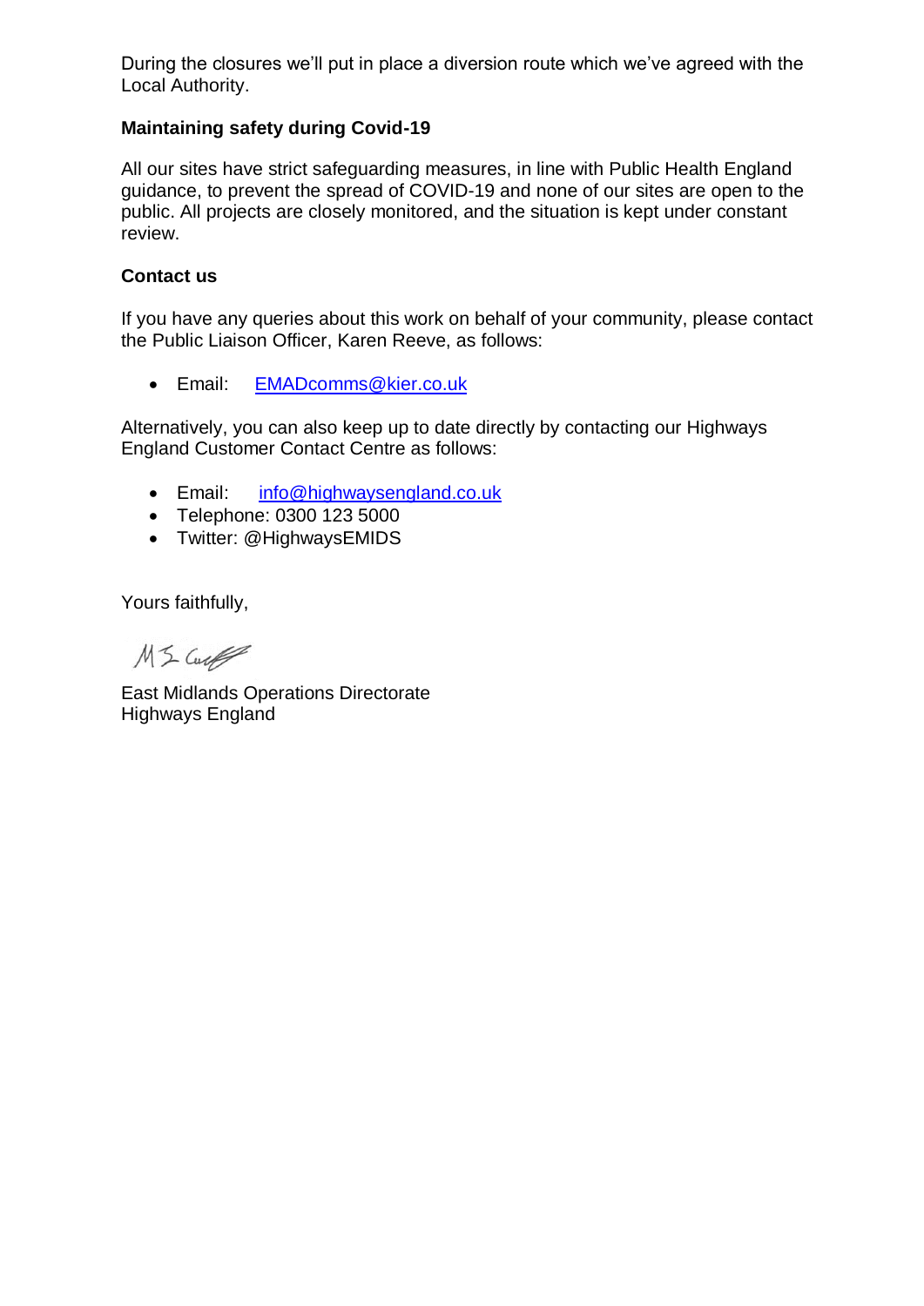During the closures we'll put in place a diversion route which we've agreed with the Local Authority.

**Maintaining safety during Covid-19**

All our sites have strict safeguarding measures, in line with Public Health England guidance, to prevent the spread of COVID-19 and none of our sites are open to the public. All projects are closely monitored, and the situation is kept under constant review.

**Contact us**

If you have any queries about this work on behalf of your community, please contact the Public Liaison Officer, Karen Reeve, as follows:

- Email: EMADcomms@kier.co.uk

Alternatively, you can also keep up to date directly by contacting our Highways England Customer Contact Centre as follows:

- Email: info@highwaysengland.co.uk
- Telephone: 0300 123 5000
- Twitter: @HighwaysEMIDS

Yours faithfully,

East Midlands Operations Directorate
Highways England